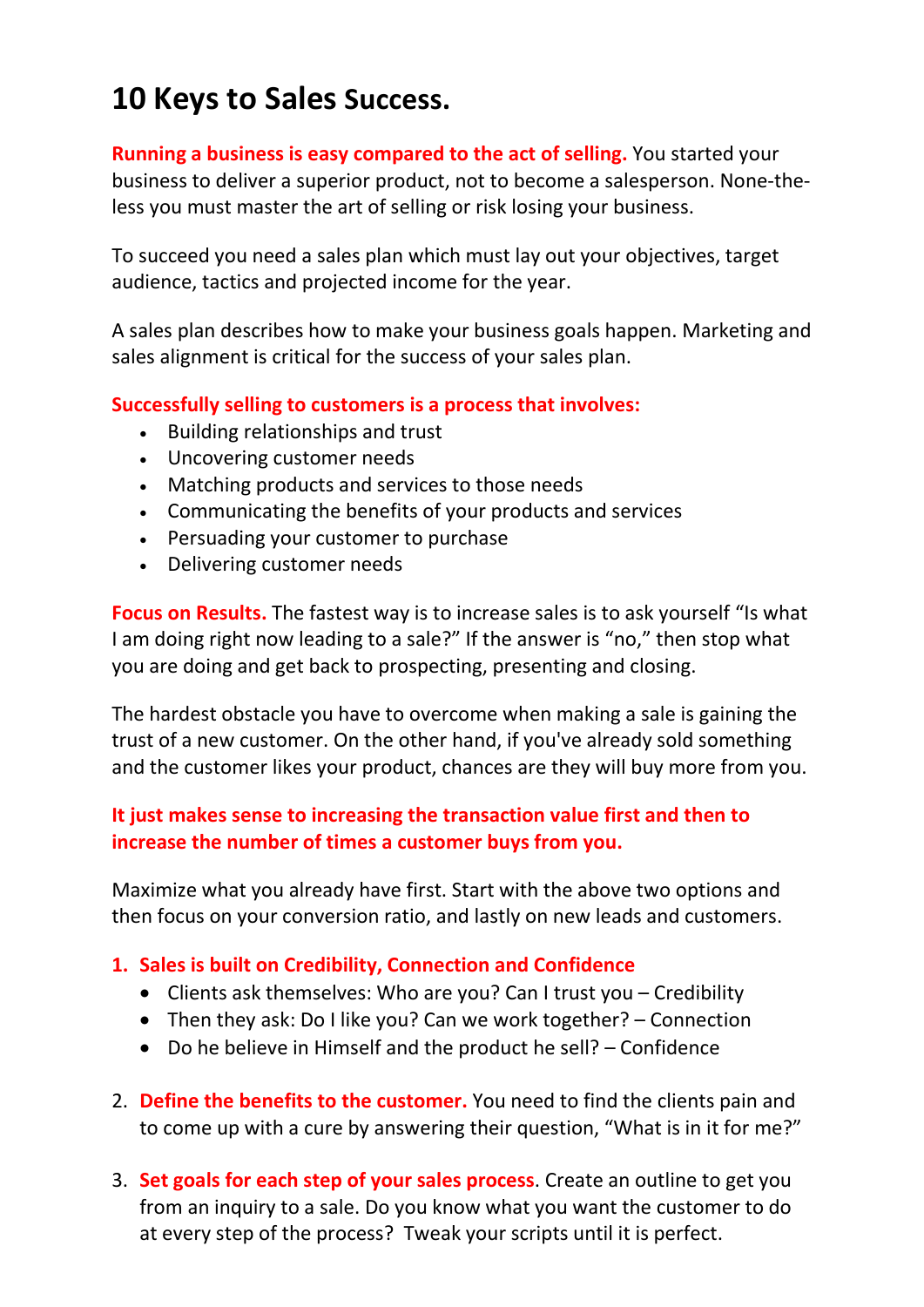# 10 Keys to Sales Success.

**Running a business is easy compared to the act of selling.** You started your business to deliver a superior product, not to become a salesperson. None-the-less you must master the art of selling or risk losing your business.

To succeed you need a sales plan which must lay out your objectives, target audience, tactics and projected income for the year.

A sales plan describes how to make your business goals happen. Marketing and sales alignment is critical for the success of your sales plan.

**Successfully selling to customers is a process that involves:**

- Building relationships and trust
- Uncovering customer needs
- Matching products and services to those needs
- Communicating the benefits of your products and services
- Persuading your customer to purchase
- Delivering customer needs

**Focus on Results.** The fastest way is to increase sales is to ask yourself "Is what I am doing right now leading to a sale?" If the answer is "no," then stop what you are doing and get back to prospecting, presenting and closing.

The hardest obstacle you have to overcome when making a sale is gaining the trust of a new customer. On the other hand, if you've already sold something and the customer likes your product, chances are they will buy more from you.

**It just makes sense to increasing the transaction value first and then to increase the number of times a customer buys from you.**

Maximize what you already have first. Start with the above two options and then focus on your conversion ratio, and lastly on new leads and customers.

1. **Sales is built on Credibility, Connection and Confidence**
   - Clients ask themselves: Who are you? Can I trust you – Credibility
   - Then they ask: Do I like you? Can we work together? – Connection
   - Do he believe in Himself and the product he sell? – Confidence

2. **Define the benefits to the customer.** You need to find the clients pain and to come up with a cure by answering their question, "What is in it for me?"

3. **Set goals for each step of your sales process**. Create an outline to get you from an inquiry to a sale. Do you know what you want the customer to do at every step of the process? Tweak your scripts until it is perfect.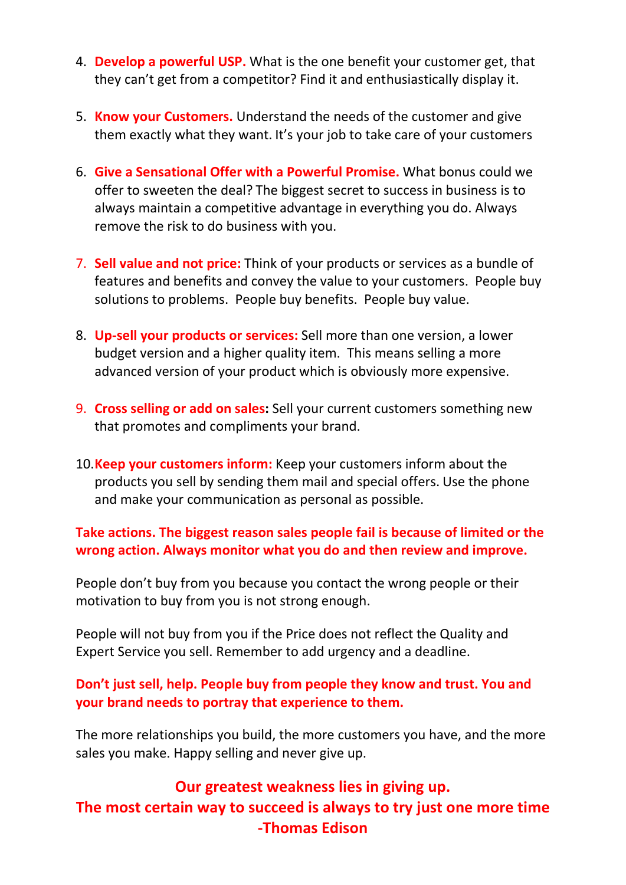4. **Develop a powerful USP.** What is the one benefit your customer get, that they can't get from a competitor? Find it and enthusiastically display it.

5. **Know your Customers.** Understand the needs of the customer and give them exactly what they want. It's your job to take care of your customers

6. **Give a Sensational Offer with a Powerful Promise.** What bonus could we offer to sweeten the deal? The biggest secret to success in business is to always maintain a competitive advantage in everything you do. Always remove the risk to do business with you.

7. **Sell value and not price:** Think of your products or services as a bundle of features and benefits and convey the value to your customers. People buy solutions to problems. People buy benefits. People buy value.

8. **Up-sell your products or services:** Sell more than one version, a lower budget version and a higher quality item. This means selling a more advanced version of your product which is obviously more expensive.

9. **Cross selling or add on sales:** Sell your current customers something new that promotes and compliments your brand.

10. **Keep your customers inform:** Keep your customers inform about the products you sell by sending them mail and special offers. Use the phone and make your communication as personal as possible.

**Take actions. The biggest reason sales people fail is because of limited or the wrong action. Always monitor what you do and then review and improve.**

People don't buy from you because you contact the wrong people or their motivation to buy from you is not strong enough.

People will not buy from you if the Price does not reflect the Quality and Expert Service you sell. Remember to add urgency and a deadline.

**Don't just sell, help. People buy from people they know and trust. You and your brand needs to portray that experience to them.**

The more relationships you build, the more customers you have, and the more sales you make. Happy selling and never give up.

**Our greatest weakness lies in giving up.**
**The most certain way to succeed is always to try just one more time**
**-Thomas Edison**